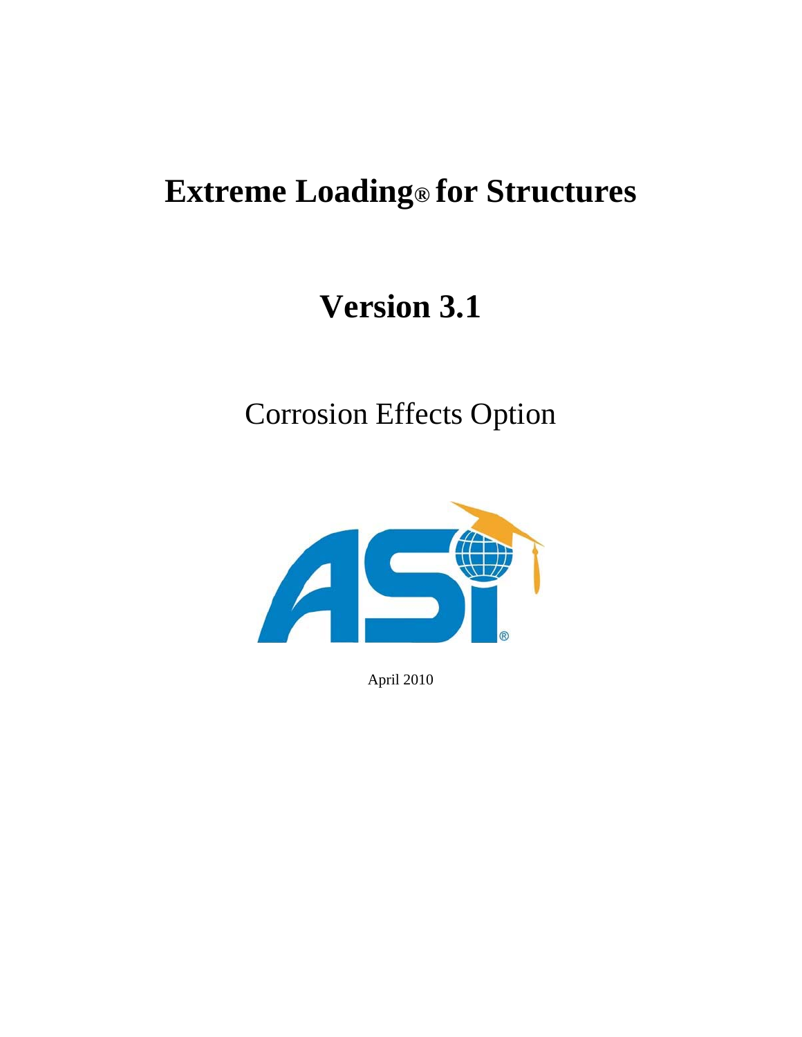# Extreme Loading® for Structures

# Version 3.1

## Corrosion Effects Option

April 2010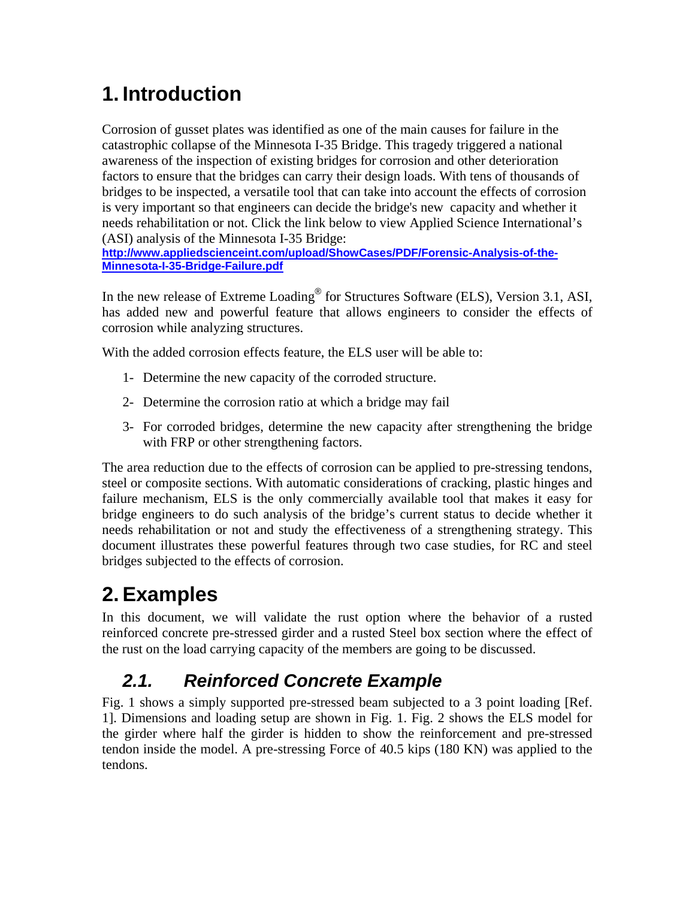# 1. Introduction

Corrosion of gusset plates was identified as one of the main causes for failure in the catastrophic collapse of the Minnesota I-35 Bridge. This tragedy triggered a national awareness of the inspection of existing bridges for corrosion and other deterioration factors to ensure that the bridges can carry their design loads. With tens of thousands of bridges to be inspected, a versatile tool that can take into account the effects of corrosion is very important so that engineers can decide the bridge's new capacity and whether it needs rehabilitation or not. Click the link below to view Applied Science International's (ASI) analysis of the Minnesota I-35 Bridge:
**[http://www.appliedscienceint.com/upload/ShowCases/PDF/Forensic-Analysis-of-the-Minnesota-I-35-Bridge-Failure.pdf](http://www.appliedscienceint.com/upload/ShowCases/PDF/Forensic-Analysis-of-the-Minnesota-I-35-Bridge-Failure.pdf)**

In the new release of Extreme Loading® for Structures Software (ELS), Version 3.1, ASI, has added new and powerful feature that allows engineers to consider the effects of corrosion while analyzing structures.

With the added corrosion effects feature, the ELS user will be able to:

1- Determine the new capacity of the corroded structure.

2- Determine the corrosion ratio at which a bridge may fail

3- For corroded bridges, determine the new capacity after strengthening the bridge with FRP or other strengthening factors.

The area reduction due to the effects of corrosion can be applied to pre-stressing tendons, steel or composite sections. With automatic considerations of cracking, plastic hinges and failure mechanism, ELS is the only commercially available tool that makes it easy for bridge engineers to do such analysis of the bridge's current status to decide whether it needs rehabilitation or not and study the effectiveness of a strengthening strategy. This document illustrates these powerful features through two case studies, for RC and steel bridges subjected to the effects of corrosion.

# 2. Examples

In this document, we will validate the rust option where the behavior of a rusted reinforced concrete pre-stressed girder and a rusted Steel box section where the effect of the rust on the load carrying capacity of the members are going to be discussed.

## *2.1. Reinforced Concrete Example*

Fig. 1 shows a simply supported pre-stressed beam subjected to a 3 point loading [Ref. 1]. Dimensions and loading setup are shown in Fig. 1. Fig. 2 shows the ELS model for the girder where half the girder is hidden to show the reinforcement and pre-stressed tendon inside the model. A pre-stressing Force of 40.5 kips (180 KN) was applied to the tendons.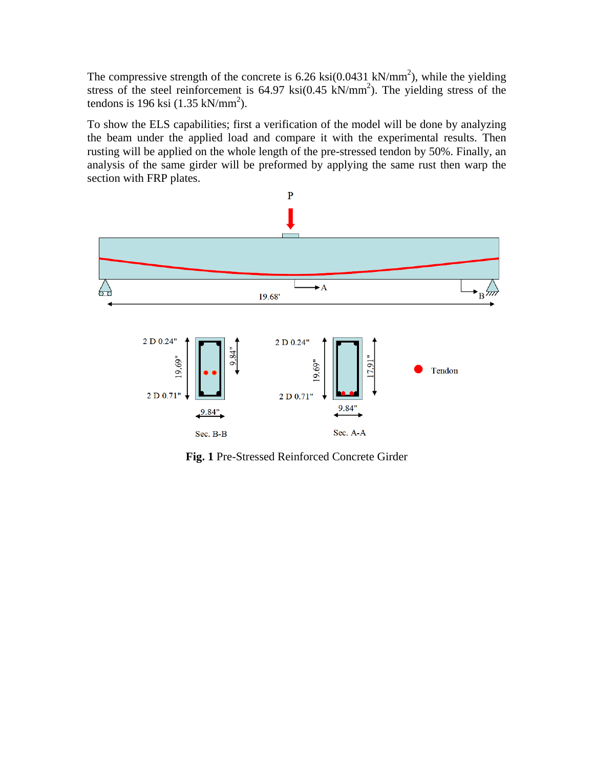The compressive strength of the concrete is 6.26 ksi(0.0431 $kN/mm^2$), while the yielding stress of the steel reinforcement is 64.97 ksi(0.45 $kN/mm^2$). The yielding stress of the tendons is 196 ksi (1.35 $kN/mm^2$).

To show the ELS capabilities; first a verification of the model will be done by analyzing the beam under the applied load and compare it with the experimental results. Then rusting will be applied on the whole length of the pre-stressed tendon by 50%. Finally, an analysis of the same girder will be preformed by applying the same rust then warp the section with FRP plates.

**Fig. 1** Pre-Stressed Reinforced Concrete Girder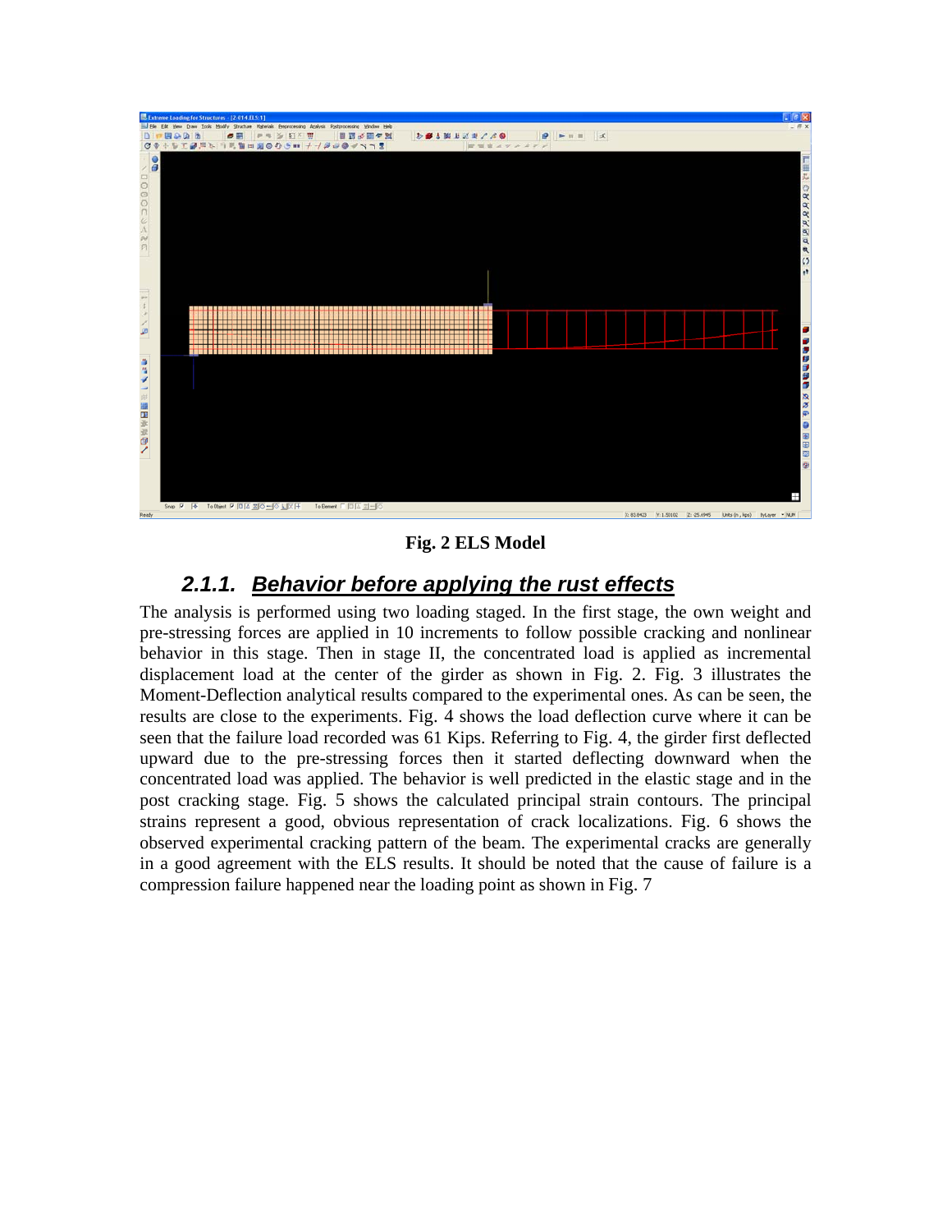Fig. 2 ELS Model

### 2.1.1. *Behavior before applying the rust effects*

The analysis is performed using two loading staged. In the first stage, the own weight and pre-stressing forces are applied in 10 increments to follow possible cracking and nonlinear behavior in this stage. Then in stage II, the concentrated load is applied as incremental displacement load at the center of the girder as shown in Fig. 2. Fig. 3 illustrates the Moment-Deflection analytical results compared to the experimental ones. As can be seen, the results are close to the experiments. Fig. 4 shows the load deflection curve where it can be seen that the failure load recorded was 61 Kips. Referring to Fig. 4, the girder first deflected upward due to the pre-stressing forces then it started deflecting downward when the concentrated load was applied. The behavior is well predicted in the elastic stage and in the post cracking stage. Fig. 5 shows the calculated principal strain contours. The principal strains represent a good, obvious representation of crack localizations. Fig. 6 shows the observed experimental cracking pattern of the beam. The experimental cracks are generally in a good agreement with the ELS results. It should be noted that the cause of failure is a compression failure happened near the loading point as shown in Fig. 7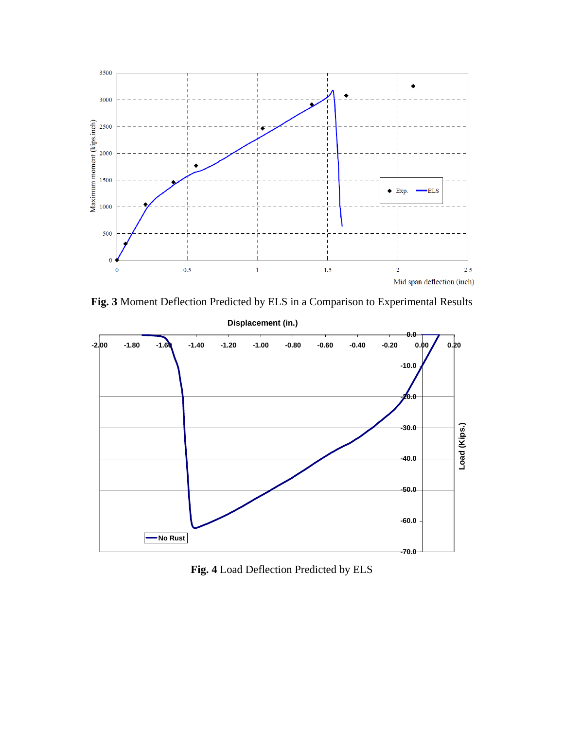**Fig. 3** Moment Deflection Predicted by ELS in a Comparison to Experimental Results

**Fig. 4** Load Deflection Predicted by ELS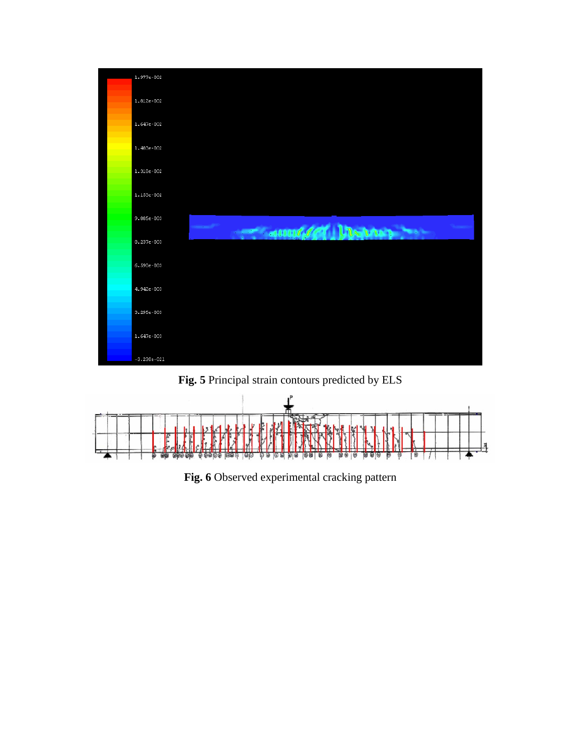**Fig. 5** Principal strain contours predicted by ELS

**Fig. 6** Observed experimental cracking pattern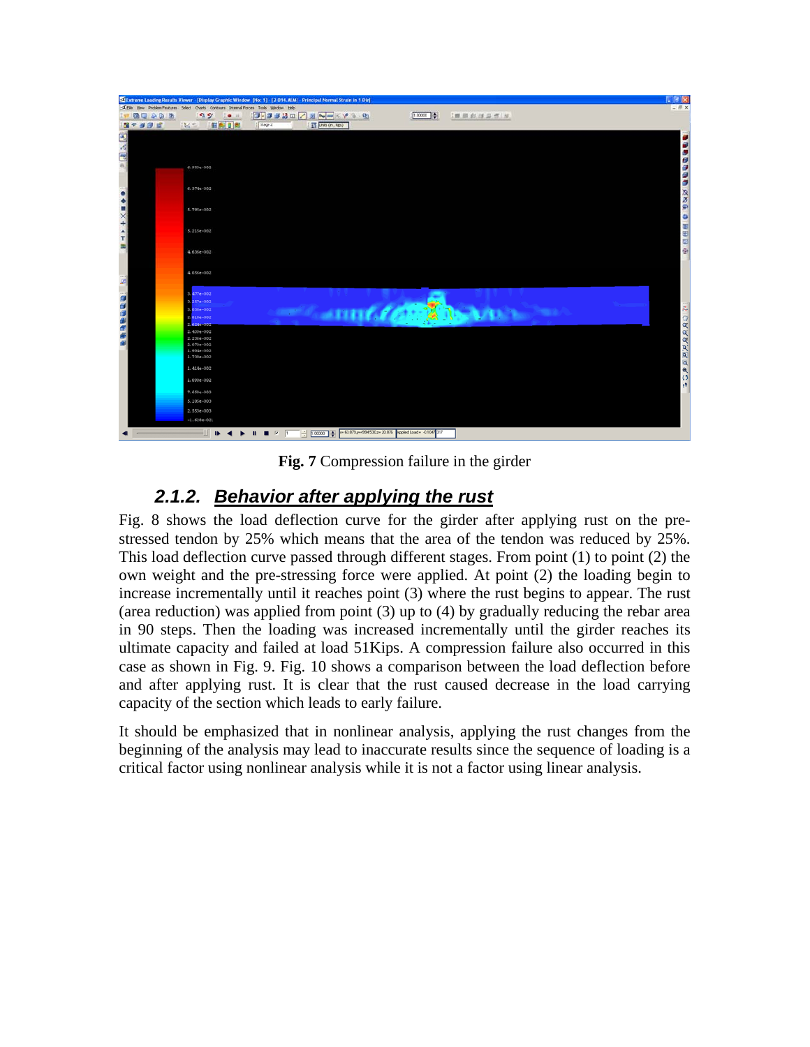**Fig. 7** Compression failure in the girder

### 2.1.2. Behavior after applying the rust

Fig. 8 shows the load deflection curve for the girder after applying rust on the pre-stressed tendon by 25% which means that the area of the tendon was reduced by 25%. This load deflection curve passed through different stages. From point (1) to point (2) the own weight and the pre-stressing force were applied. At point (2) the loading begin to increase incrementally until it reaches point (3) where the rust begins to appear. The rust (area reduction) was applied from point (3) up to (4) by gradually reducing the rebar area in 90 steps. Then the loading was increased incrementally until the girder reaches its ultimate capacity and failed at load 51Kips. A compression failure also occurred in this case as shown in Fig. 9. Fig. 10 shows a comparison between the load deflection before and after applying rust. It is clear that the rust caused decrease in the load carrying capacity of the section which leads to early failure.

It should be emphasized that in nonlinear analysis, applying the rust changes from the beginning of the analysis may lead to inaccurate results since the sequence of loading is a critical factor using nonlinear analysis while it is not a factor using linear analysis.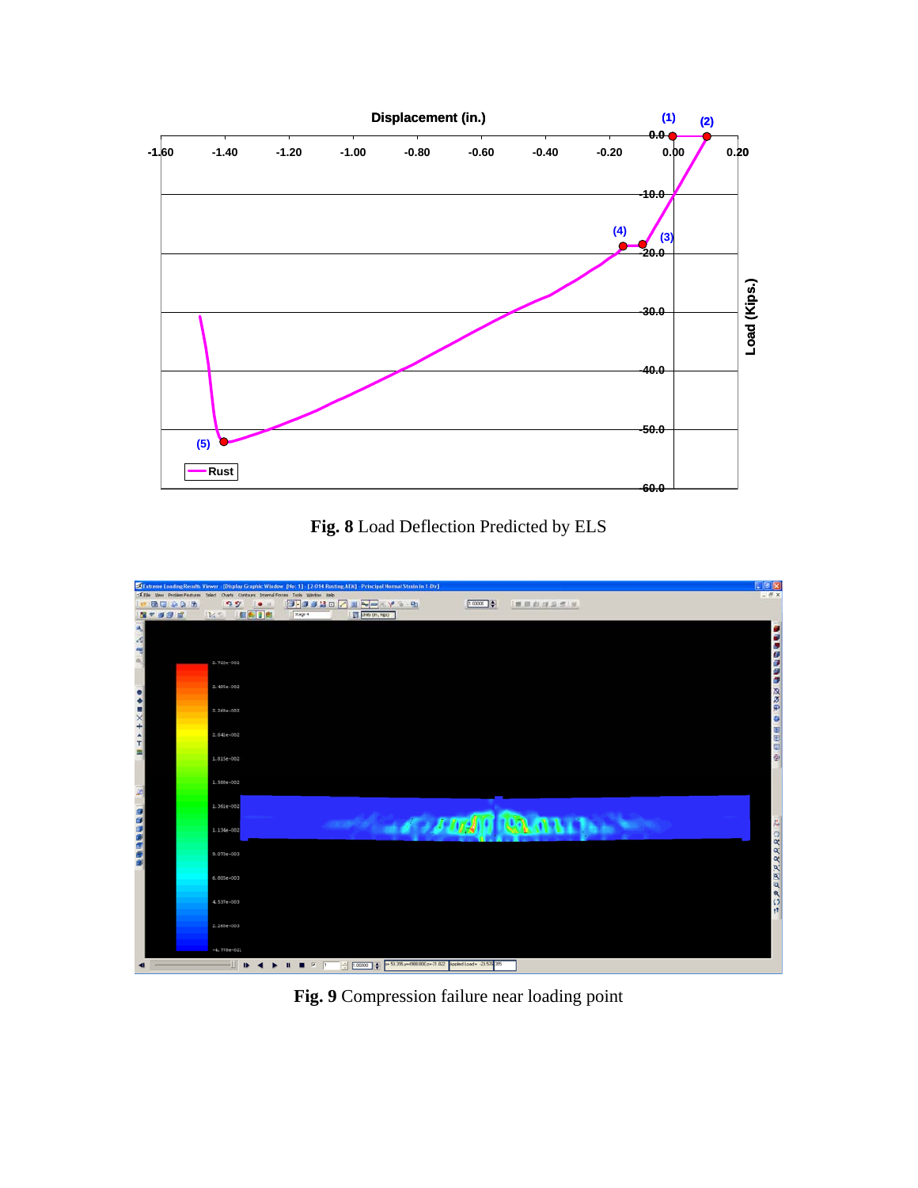**Fig. 8** Load Deflection Predicted by ELS

**Fig. 9** Compression failure near loading point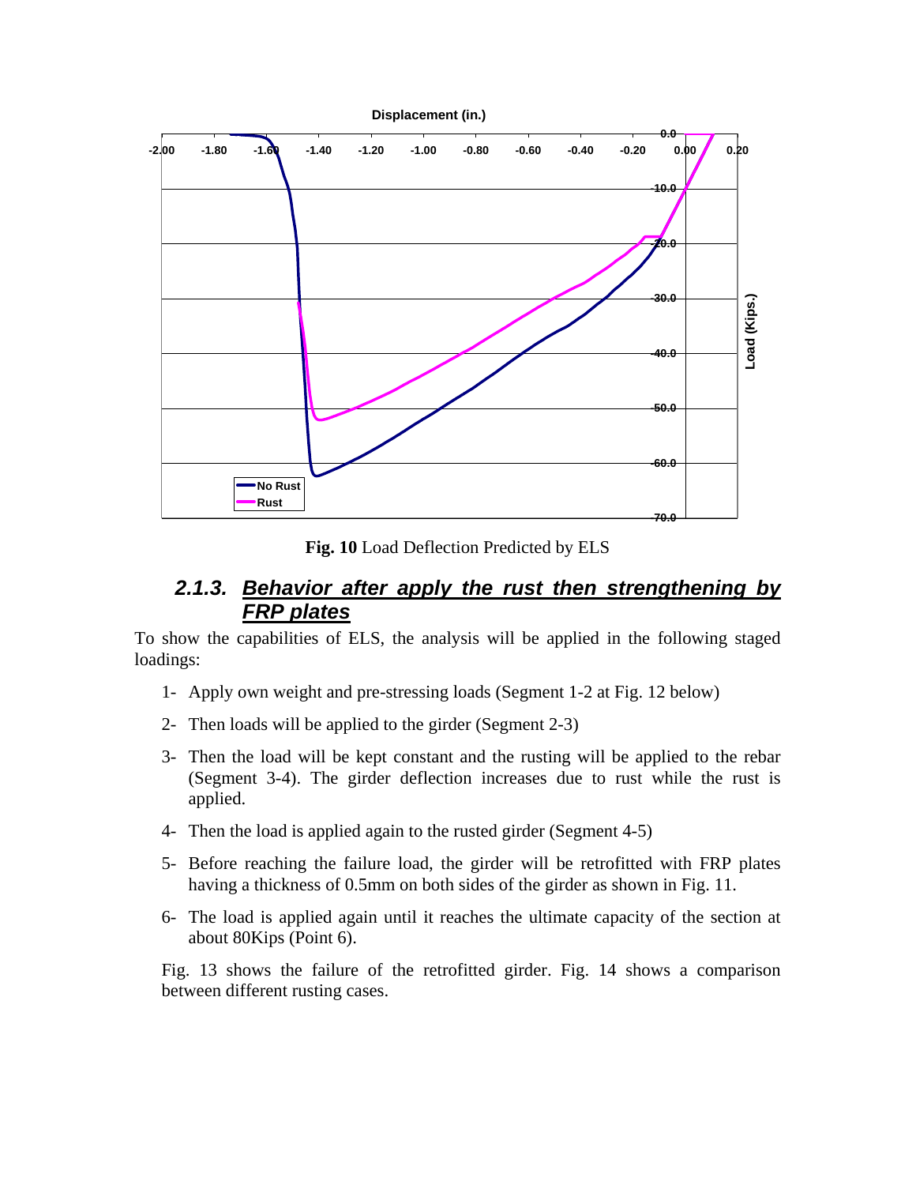**Fig. 10** Load Deflection Predicted by ELS

### 2.1.3. Behavior after apply the rust then strengthening by FRP plates

To show the capabilities of ELS, the analysis will be applied in the following staged loadings:

1- Apply own weight and pre-stressing loads (Segment 1-2 at Fig. 12 below)

2- Then loads will be applied to the girder (Segment 2-3)

3- Then the load will be kept constant and the rusting will be applied to the rebar (Segment 3-4). The girder deflection increases due to rust while the rust is applied.

4- Then the load is applied again to the rusted girder (Segment 4-5)

5- Before reaching the failure load, the girder will be retrofitted with FRP plates having a thickness of 0.5mm on both sides of the girder as shown in Fig. 11.

6- The load is applied again until it reaches the ultimate capacity of the section at about 80Kips (Point 6).

Fig. 13 shows the failure of the retrofitted girder. Fig. 14 shows a comparison between different rusting cases.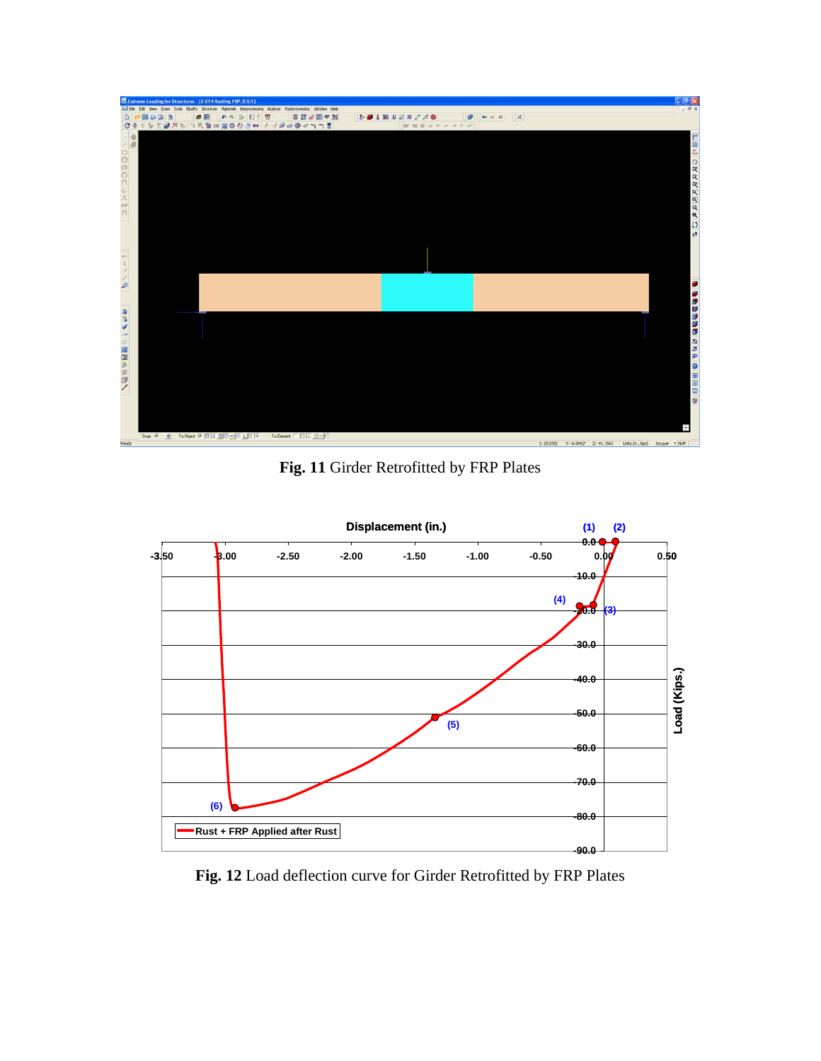**Fig. 11** Girder Retrofitted by FRP Plates

**Fig. 12** Load deflection curve for Girder Retrofitted by FRP Plates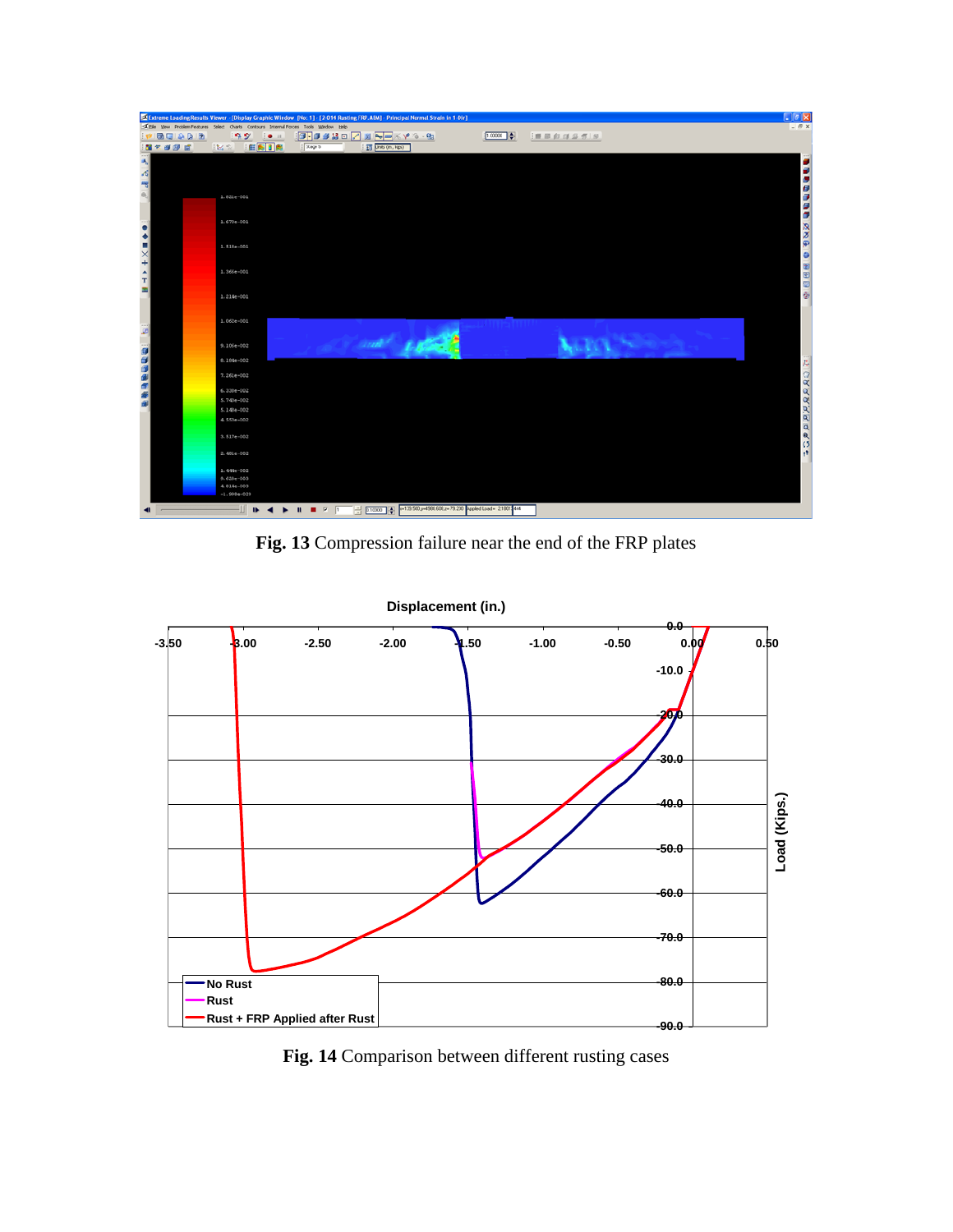**Fig. 13** Compression failure near the end of the FRP plates

**Fig. 14** Comparison between different rusting cases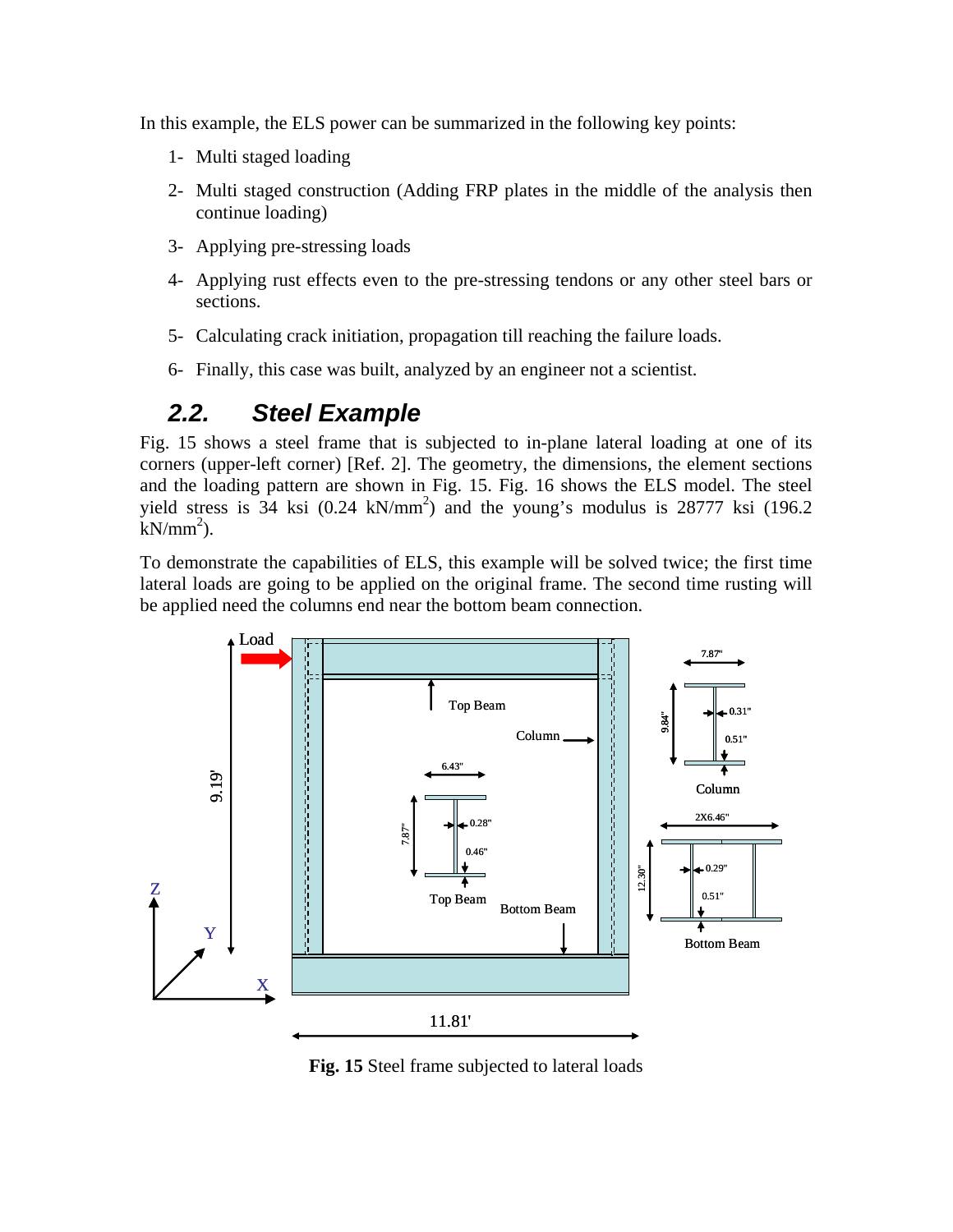In this example, the ELS power can be summarized in the following key points:

1- Multi staged loading

2- Multi staged construction (Adding FRP plates in the middle of the analysis then continue loading)

3- Applying pre-stressing loads

4- Applying rust effects even to the pre-stressing tendons or any other steel bars or sections.

5- Calculating crack initiation, propagation till reaching the failure loads.

6- Finally, this case was built, analyzed by an engineer not a scientist.

## *2.2. Steel Example*

Fig. 15 shows a steel frame that is subjected to in-plane lateral loading at one of its corners (upper-left corner) [Ref. 2]. The geometry, the dimensions, the element sections and the loading pattern are shown in Fig. 15. Fig. 16 shows the ELS model. The steel yield stress is 34 ksi (0.24 kN/mm$^2$) and the young's modulus is 28777 ksi (196.2 kN/mm$^2$).

To demonstrate the capabilities of ELS, this example will be solved twice; the first time lateral loads are going to be applied on the original frame. The second time rusting will be applied need the columns end near the bottom beam connection.

**Fig. 15** Steel frame subjected to lateral loads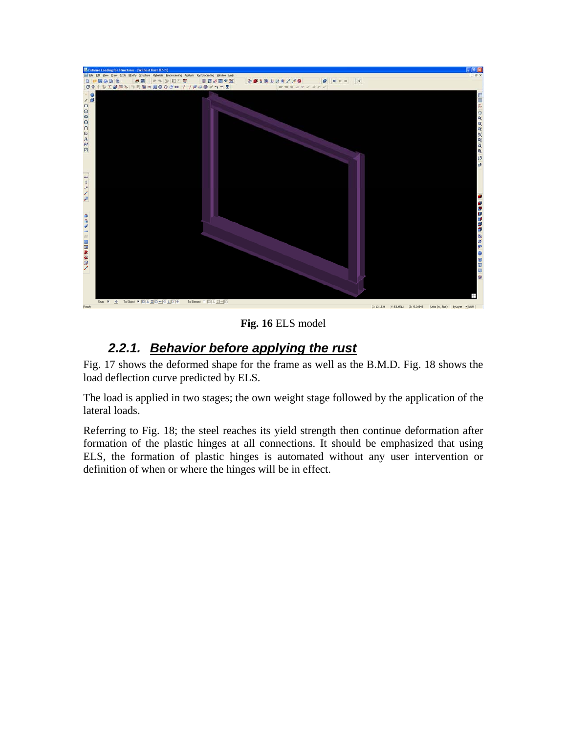**Fig. 16** ELS model

### 2.2.1. ***Behavior before applying the rust***

Fig. 17 shows the deformed shape for the frame as well as the B.M.D. Fig. 18 shows the load deflection curve predicted by ELS.

The load is applied in two stages; the own weight stage followed by the application of the lateral loads.

Referring to Fig. 18; the steel reaches its yield strength then continue deformation after formation of the plastic hinges at all connections. It should be emphasized that using ELS, the formation of plastic hinges is automated without any user intervention or definition of when or where the hinges will be in effect.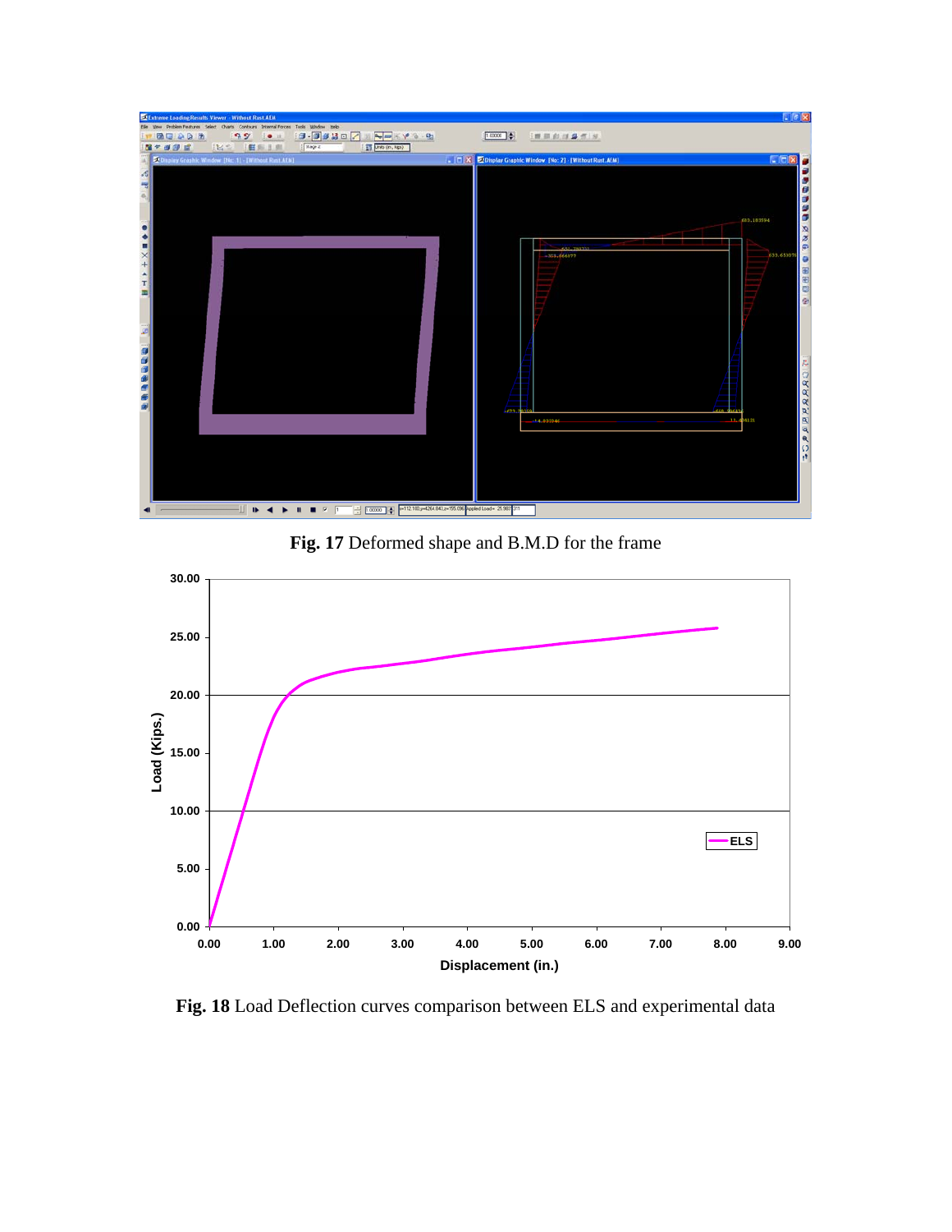**Fig. 17** Deformed shape and B.M.D for the frame

**Fig. 18** Load Deflection curves comparison between ELS and experimental data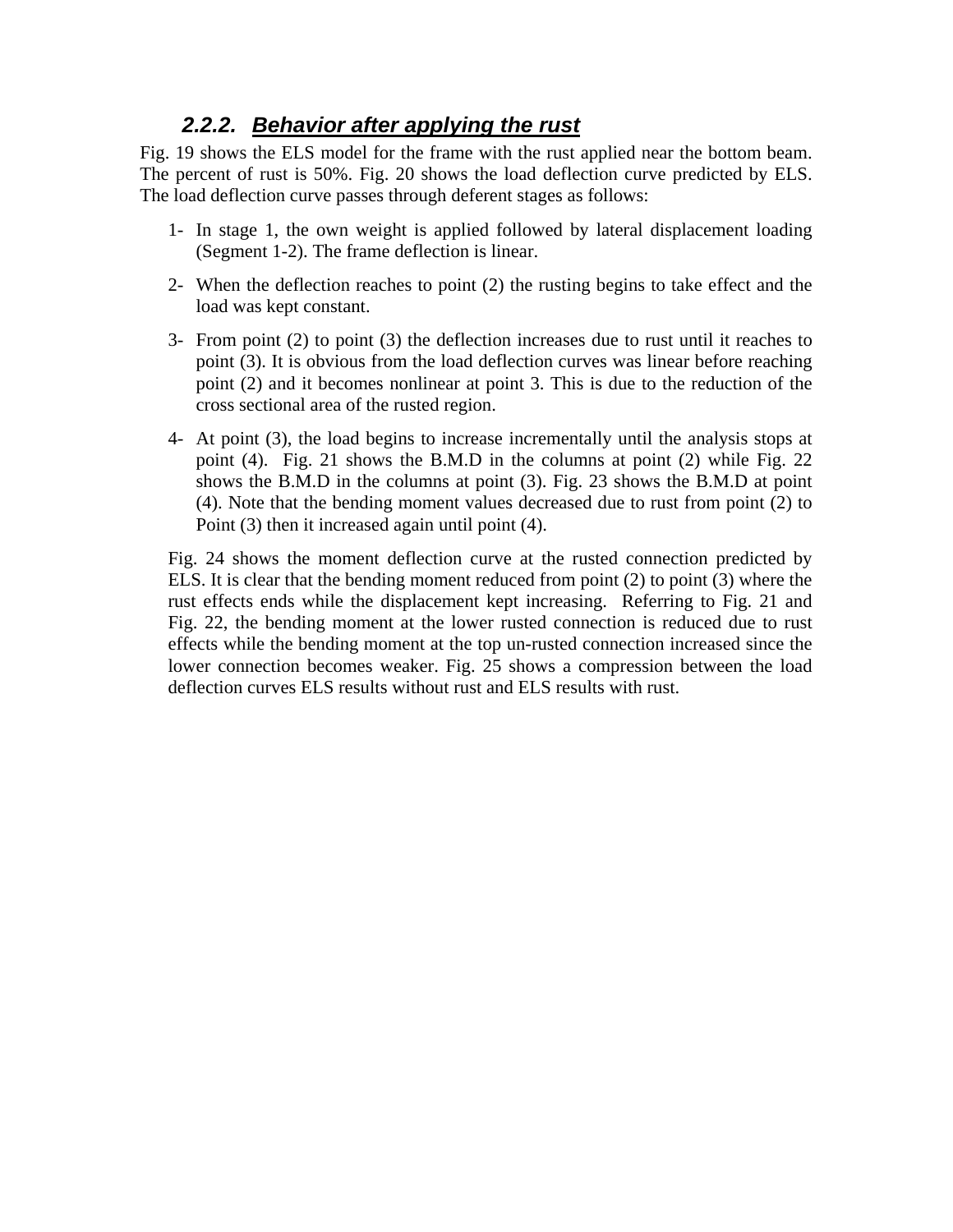### 2.2.2. ***Behavior after applying the rust***

Fig. 19 shows the ELS model for the frame with the rust applied near the bottom beam. The percent of rust is 50%. Fig. 20 shows the load deflection curve predicted by ELS. The load deflection curve passes through deferent stages as follows:

1- In stage 1, the own weight is applied followed by lateral displacement loading (Segment 1-2). The frame deflection is linear.

2- When the deflection reaches to point (2) the rusting begins to take effect and the load was kept constant.

3- From point (2) to point (3) the deflection increases due to rust until it reaches to point (3). It is obvious from the load deflection curves was linear before reaching point (2) and it becomes nonlinear at point 3. This is due to the reduction of the cross sectional area of the rusted region.

4- At point (3), the load begins to increase incrementally until the analysis stops at point (4). Fig. 21 shows the B.M.D in the columns at point (2) while Fig. 22 shows the B.M.D in the columns at point (3). Fig. 23 shows the B.M.D at point (4). Note that the bending moment values decreased due to rust from point (2) to Point (3) then it increased again until point (4).

Fig. 24 shows the moment deflection curve at the rusted connection predicted by ELS. It is clear that the bending moment reduced from point (2) to point (3) where the rust effects ends while the displacement kept increasing. Referring to Fig. 21 and Fig. 22, the bending moment at the lower rusted connection is reduced due to rust effects while the bending moment at the top un-rusted connection increased since the lower connection becomes weaker. Fig. 25 shows a compression between the load deflection curves ELS results without rust and ELS results with rust.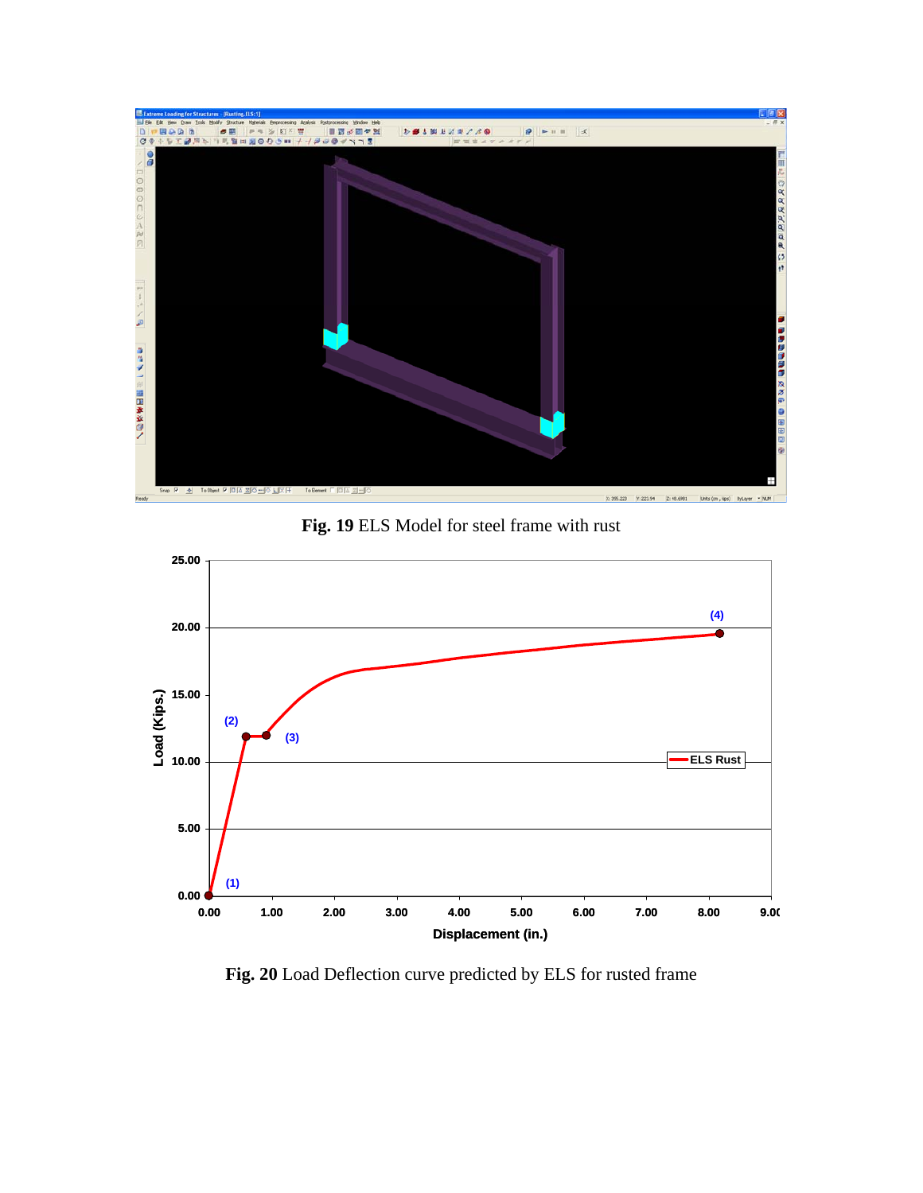**Fig. 19** ELS Model for steel frame with rust

**Fig. 20** Load Deflection curve predicted by ELS for rusted frame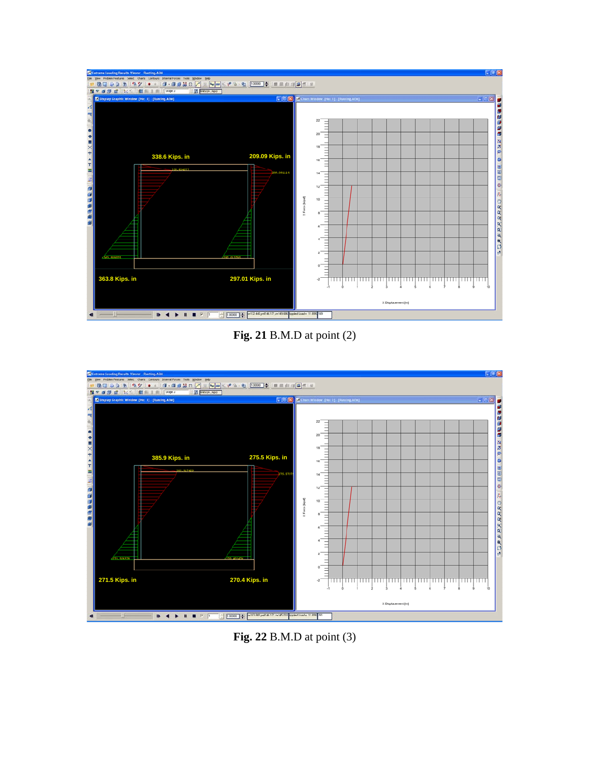**Fig. 21** B.M.D at point (2)

**Fig. 22** B.M.D at point (3)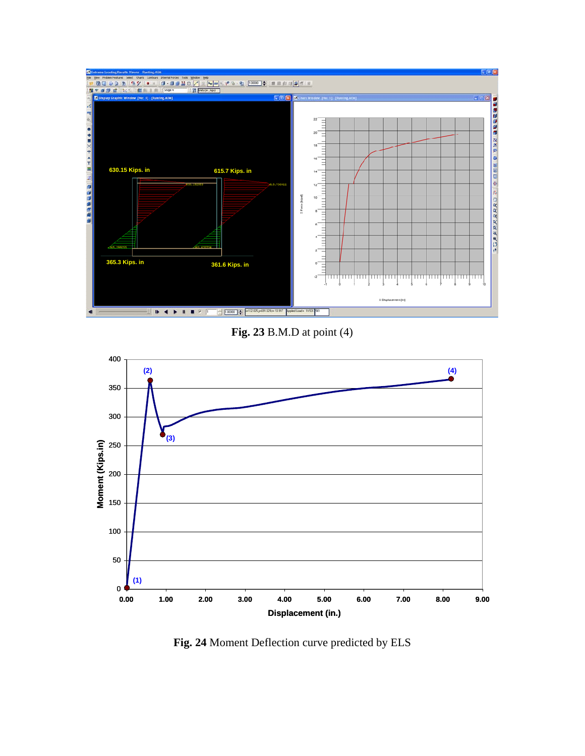**Fig. 23** B.M.D at point (4)

**Fig. 24** Moment Deflection curve predicted by ELS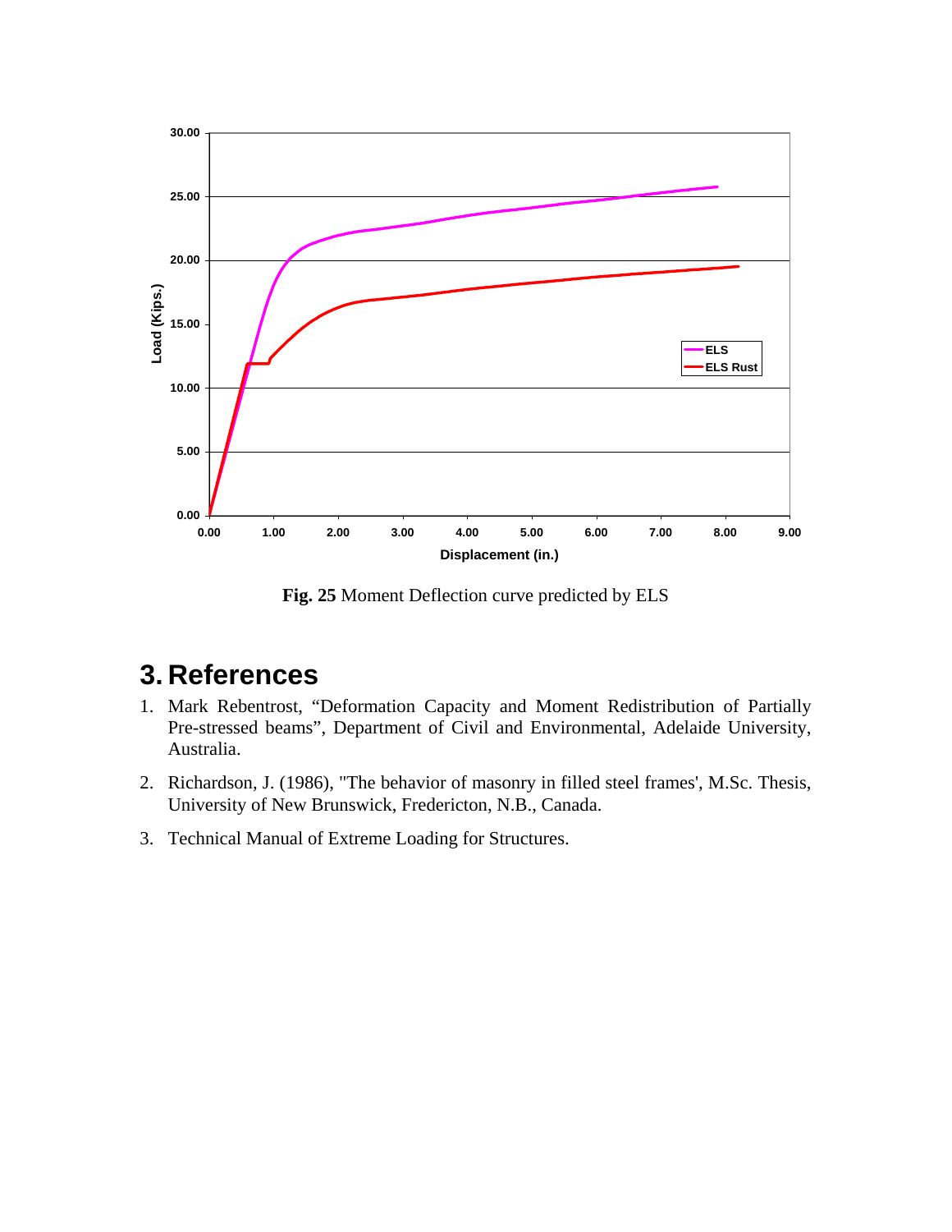30.00
25.00
20.00
15.00
10.00
5.00
0.00

Load (Kips.)

0.00 1.00 2.00 3.00 4.00 5.00 6.00 7.00 8.00 9.00

Displacement (in.)

ELS
ELS Rust

**Fig. 25** Moment Deflection curve predicted by ELS

# 3. References

1. Mark Rebentrost, "Deformation Capacity and Moment Redistribution of Partially Pre-stressed beams", Department of Civil and Environmental, Adelaide University, Australia.
2. Richardson, J. (1986), "The behavior of masonry in filled steel frames', M.Sc. Thesis, University of New Brunswick, Fredericton, N.B., Canada.
3. Technical Manual of Extreme Loading for Structures.